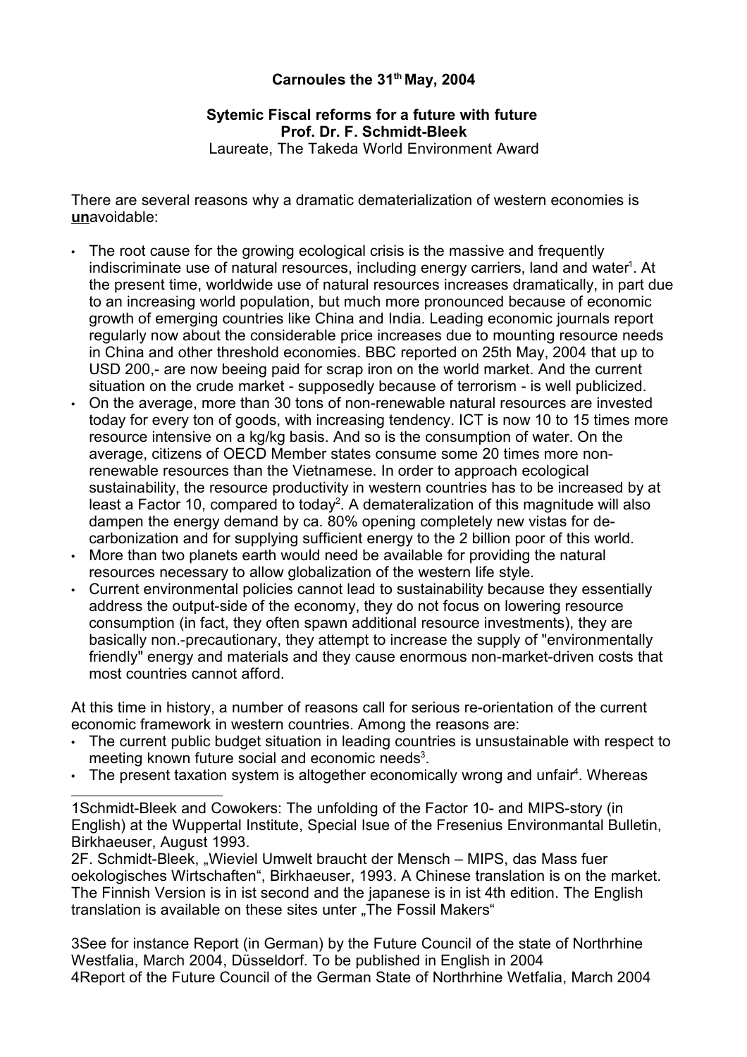**Carnoules the 31th May, 2004**

**Sytemic Fiscal reforms for a future with future**
**Prof. Dr. F. Schmidt-Bleek**
Laureate, The Takeda World Environment Award

There are several reasons why a dramatic dematerialization of western economies is **un**avoidable:

- The root cause for the growing ecological crisis is the massive and frequently indiscriminate use of natural resources, including energy carriers, land and water[1]. At the present time, worldwide use of natural resources increases dramatically, in part due to an increasing world population, but much more pronounced because of economic growth of emerging countries like China and India. Leading economic journals report regularly now about the considerable price increases due to mounting resource needs in China and other threshold economies. BBC reported on 25th May, 2004 that up to USD 200,- are now beeing paid for scrap iron on the world market. And the current situation on the crude market - supposedly because of terrorism - is well publicized.
- On the average, more than 30 tons of non-renewable natural resources are invested today for every ton of goods, with increasing tendency. ICT is now 10 to 15 times more resource intensive on a kg/kg basis. And so is the consumption of water. On the average, citizens of OECD Member states consume some 20 times more non-renewable resources than the Vietnamese. In order to approach ecological sustainability, the resource productivity in western countries has to be increased by at least a Factor 10, compared to today[2]. A demateralization of this magnitude will also dampen the energy demand by ca. 80% opening completely new vistas for de-carbonization and for supplying sufficient energy to the 2 billion poor of this world.
- More than two planets earth would need be available for providing the natural resources necessary to allow globalization of the western life style.
- Current environmental policies cannot lead to sustainability because they essentially address the output-side of the economy, they do not focus on lowering resource consumption (in fact, they often spawn additional resource investments), they are basically non.-precautionary, they attempt to increase the supply of "environmentally friendly" energy and materials and they cause enormous non-market-driven costs that most countries cannot afford.

At this time in history, a number of reasons call for serious re-orientation of the current economic framework in western countries. Among the reasons are:

- The current public budget situation in leading countries is unsustainable with respect to meeting known future social and economic needs[3].
- The present taxation system is altogether economically wrong and unfair[4]. Whereas

---

1Schmidt-Bleek and Cowokers: The unfolding of the Factor 10- and MIPS-story (in English) at the Wuppertal Institute, Special Isue of the Fresenius Environmantal Bulletin, Birkhaeuser, August 1993.

2F. Schmidt-Bleek, „Wieviel Umwelt braucht der Mensch – MIPS, das Mass fuer oekologisches Wirtschaften", Birkhaeuser, 1993. A Chinese translation is on the market. The Finnish Version is in ist second and the japanese is in ist 4th edition. The English translation is available on these sites unter „The Fossil Makers"

3See for instance Report (in German) by the Future Council of the state of Northrhine Westfalia, March 2004, Düsseldorf. To be published in English in 2004

4Report of the Future Council of the German State of Northrhine Wetfalia, March 2004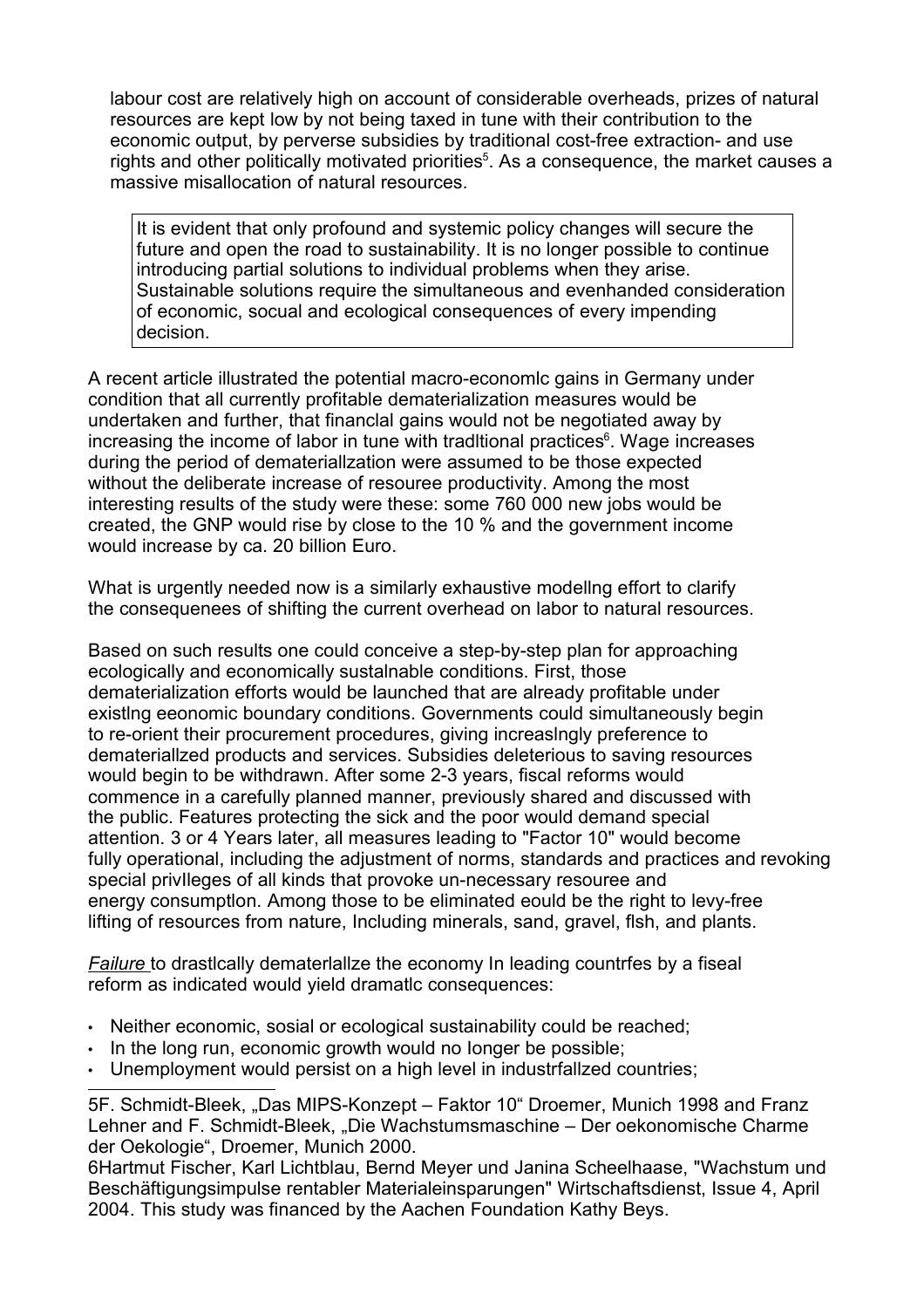labour cost are relatively high on account of considerable overheads, prizes of natural resources are kept low by not being taxed in tune with their contribution to the economic output, by perverse subsidies by traditional cost-free extraction- and use rights and other politically motivated priorities[5]. As a consequence, the market causes a massive misallocation of natural resources.

> It is evident that only profound and systemic policy changes will secure the future and open the road to sustainability. It is no longer possible to continue introducing partial solutions to individual problems when they arise. Sustainable solutions require the simultaneous and evenhanded consideration of economic, socual and ecological consequences of every impending decision.

A recent article illustrated the potential macro-economlc gains in Germany under condition that all currently profitable dematerialization measures would be undertaken and further, that financlal gains would not be negotiated away by increasing the income of labor in tune with tradltional practices[6]. Wage increases during the period of dematerializzation were assumed to be those expected without the deliberate increase of resouree productivity. Among the most interesting results of the study were these: some 760 000 new jobs would be created, the GNP would rise by close to the 10 % and the government income would increase by ca. 20 billion Euro.

What is urgently needed now is a similarly exhaustive modellng effort to clarify the consequenees of shifting the current overhead on labor to natural resources.

Based on such results one could conceive a step-by-step plan for approaching ecologically and economically sustalnable conditions. First, those dematerialization efforts would be launched that are already profitable under existlng eeonomic boundary conditions. Governments could simultaneously begin to re-orient their procurement procedures, giving increaslngly preference to dematerialized products and services. Subsidies deleterious to saving resources would begin to be withdrawn. After some 2-3 years, fiscal reforms would commence in a carefully planned manner, previously shared and discussed with the public. Features protecting the sick and the poor would demand special attention. 3 or 4 Years later, all measures leading to "Factor 10" would become fully operational, including the adjustment of norms, standards and practices and revoking special privIleges of all kinds that provoke un-necessary resouree and energy consumptlon. Among those to be eliminated eould be the right to levy-free lifting of resources from nature, Including minerals, sand, gravel, flsh, and plants.

*<u>Failure</u>* to drastlcally dematerlallze the economy In leading countrfes by a fiseal reform as indicated would yield dramatlc consequences:

- Neither economic, sosial or ecological sustainability could be reached;
- In the long run, economic growth would no Ionger be possible;
- Unemployment would persist on a high level in industrfallzed countries;

---

5F. Schmidt-Bleek, „Das MIPS-Konzept – Faktor 10" Droemer, Munich 1998 and Franz Lehner and F. Schmidt-Bleek, „Die Wachstumsmaschine – Der oekonomische Charme der Oekologie", Droemer, Munich 2000.

6Hartmut Fischer, Karl Lichtblau, Bernd Meyer und Janina Scheelhaase, "Wachstum und Beschäftigungsimpulse rentabler Materialeinsparungen" Wirtschaftsdienst, Issue 4, April 2004. This study was financed by the Aachen Foundation Kathy Beys.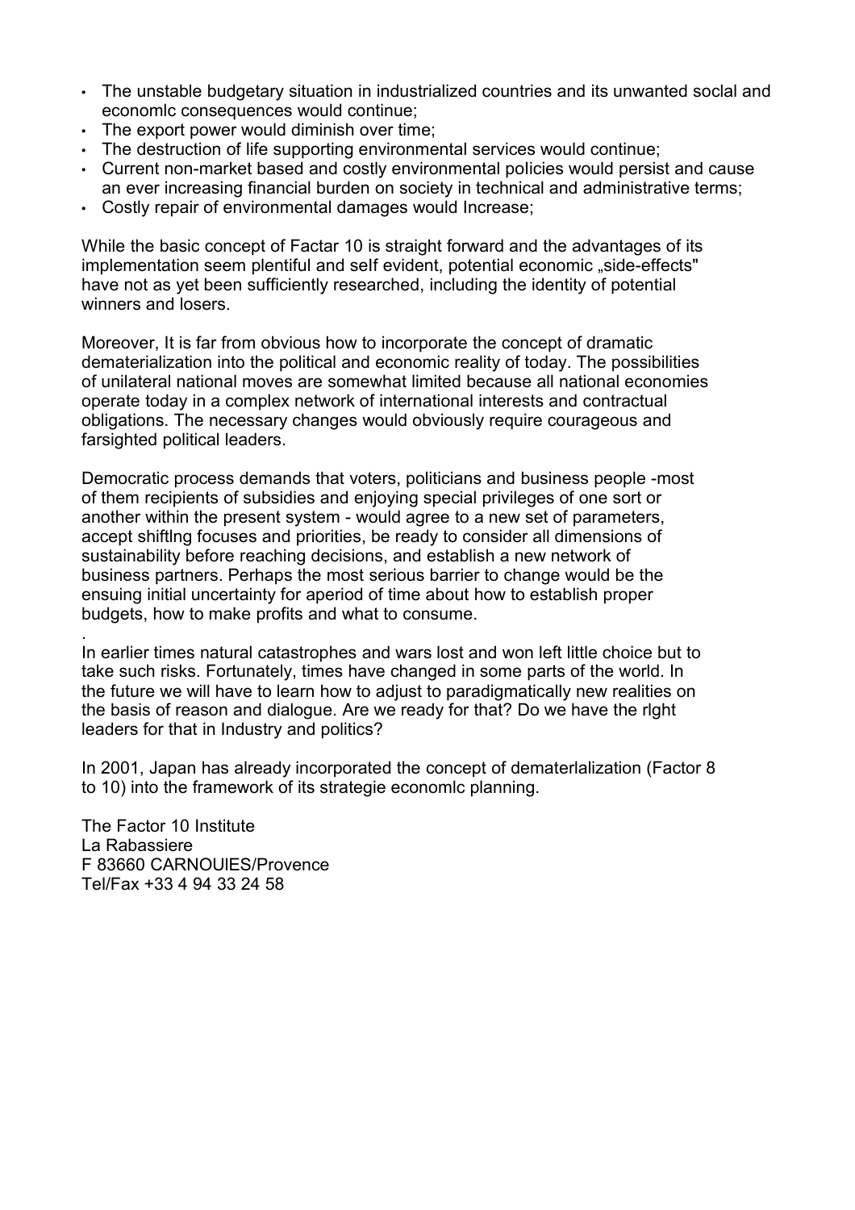- The unstable budgetary situation in industrialized countries and its unwanted soclal and economlc consequences would continue;
- The export power would diminish over time;
- The destruction of life supporting environmental services would continue;
- Current non-market based and costly environmental policies would persist and cause an ever increasing financial burden on society in technical and administrative terms;
- Costly repair of environmental damages would Increase;

While the basic concept of Factar 10 is straight forward and the advantages of its implementation seem plentiful and seIf evident, potential economic „side-effects" have not as yet been sufficiently researched, including the identity of potential winners and losers.

Moreover, It is far from obvious how to incorporate the concept of dramatic dematerialization into the political and economic reality of today. The possibilities of unilateral national moves are somewhat limited because all national economies operate today in a complex network of international interests and contractual obligations. The necessary changes would obviously require courageous and farsighted political leaders.

Democratic process demands that voters, politicians and business people -most of them recipients of subsidies and enjoying special privileges of one sort or another within the present system - would agree to a new set of parameters, accept shiftlng focuses and priorities, be ready to consider all dimensions of sustainability before reaching decisions, and establish a new network of business partners. Perhaps the most serious barrier to change would be the ensuing initial uncertainty for aperiod of time about how to establish proper budgets, how to make profits and what to consume.

.
In earlier times natural catastrophes and wars lost and won left little choice but to take such risks. Fortunately, times have changed in some parts of the world. In the future we will have to learn how to adjust to paradigmatically new realities on the basis of reason and dialogue. Are we ready for that? Do we have the rlght leaders for that in Industry and politics?

In 2001, Japan has already incorporated the concept of dematerlalization (Factor 8 to 10) into the framework of its strategie economlc planning.

The Factor 10 Institute
La Rabassiere
F 83660 CARNOUIES/Provence
Tel/Fax +33 4 94 33 24 58